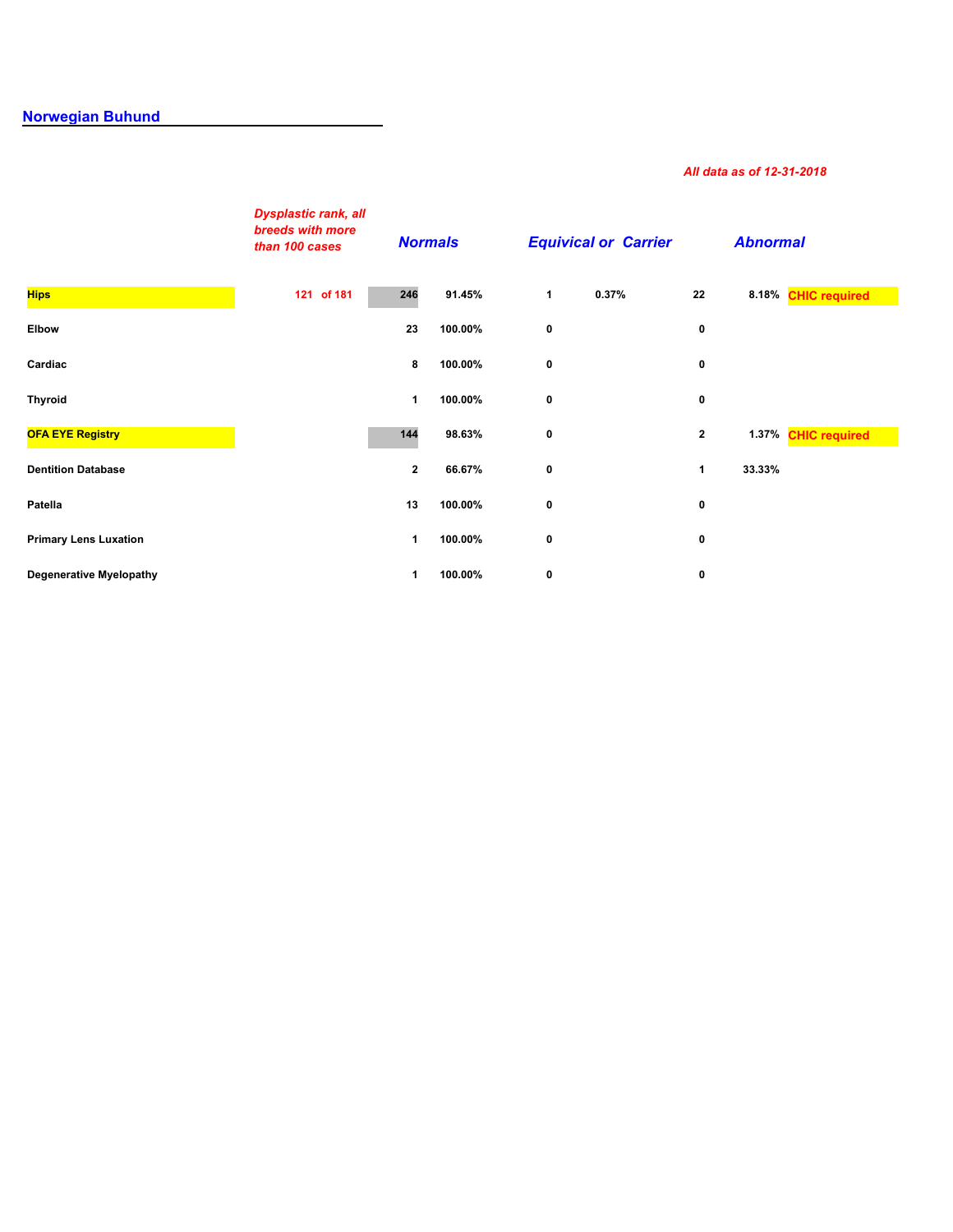## Norwegian Buhund

*All data as of 12-31-2018*

| | *Dysplastic rank, all breeds with more than 100 cases* | *Normals* | | *Equivical or Carrier* | | *Abnormal* | | |
|---|---|---|---|---|---|---|---|---|
| **Hips** | **121 of 181** | **246** | **91.45%** | **1** | **0.37%** | **22** | **8.18%** | **CHIC required** |
| **Elbow** | | **23** | **100.00%** | **0** | | **0** | | |
| **Cardiac** | | **8** | **100.00%** | **0** | | **0** | | |
| **Thyroid** | | **1** | **100.00%** | **0** | | **0** | | |
| **OFA EYE Registry** | | **144** | **98.63%** | **0** | | **2** | **1.37%** | **CHIC required** |
| **Dentition Database** | | **2** | **66.67%** | **0** | | **1** | **33.33%** | |
| **Patella** | | **13** | **100.00%** | **0** | | **0** | | |
| **Primary Lens Luxation** | | **1** | **100.00%** | **0** | | **0** | | |
| **Degenerative Myelopathy** | | **1** | **100.00%** | **0** | | **0** | | |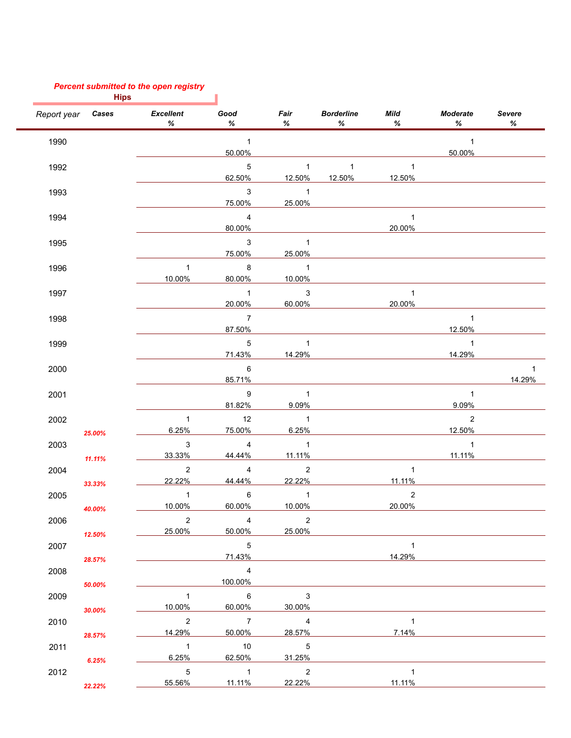*Percent submitted to the open registry*

**Hips**

| Report year | Cases | Excellent % | Good % | Fair % | Borderline % | Mild % | Moderate % | Severe % |
|---|---|---|---|---|---|---|---|---|
| 1990 | | | 1<br>50.00% | | | | 1<br>50.00% | |
| 1992 | | | 5<br>62.50% | 1<br>12.50% | 1<br>12.50% | 1<br>12.50% | | |
| 1993 | | | 3<br>75.00% | 1<br>25.00% | | | | |
| 1994 | | | 4<br>80.00% | | | 1<br>20.00% | | |
| 1995 | | | 3<br>75.00% | 1<br>25.00% | | | | |
| 1996 | | 1<br>10.00% | 8<br>80.00% | 1<br>10.00% | | | | |
| 1997 | | | 1<br>20.00% | 3<br>60.00% | | 1<br>20.00% | | |
| 1998 | | | 7<br>87.50% | | | | 1<br>12.50% | |
| 1999 | | | 5<br>71.43% | 1<br>14.29% | | | 1<br>14.29% | |
| 2000 | | | 6<br>85.71% | | | | | 1<br>14.29% |
| 2001 | | | 9<br>81.82% | 1<br>9.09% | | | 1<br>9.09% | |
| 2002 | *25.00%* | 1<br>6.25% | 12<br>75.00% | 1<br>6.25% | | | 2<br>12.50% | |
| 2003 | *11.11%* | 3<br>33.33% | 4<br>44.44% | 1<br>11.11% | | | 1<br>11.11% | |
| 2004 | *33.33%* | 2<br>22.22% | 4<br>44.44% | 2<br>22.22% | | 1<br>11.11% | | |
| 2005 | *40.00%* | 1<br>10.00% | 6<br>60.00% | 1<br>10.00% | | 2<br>20.00% | | |
| 2006 | *12.50%* | 2<br>25.00% | 4<br>50.00% | 2<br>25.00% | | | | |
| 2007 | *28.57%* | | 5<br>71.43% | | | 1<br>14.29% | | |
| 2008 | *50.00%* | | 4<br>100.00% | | | | | |
| 2009 | *30.00%* | 1<br>10.00% | 6<br>60.00% | 3<br>30.00% | | | | |
| 2010 | *28.57%* | 2<br>14.29% | 7<br>50.00% | 4<br>28.57% | | 1<br>7.14% | | |
| 2011 | *6.25%* | 1<br>6.25% | 10<br>62.50% | 5<br>31.25% | | | | |
| 2012 | *22.22%* | 5<br>55.56% | 1<br>11.11% | 2<br>22.22% | | 1<br>11.11% | | |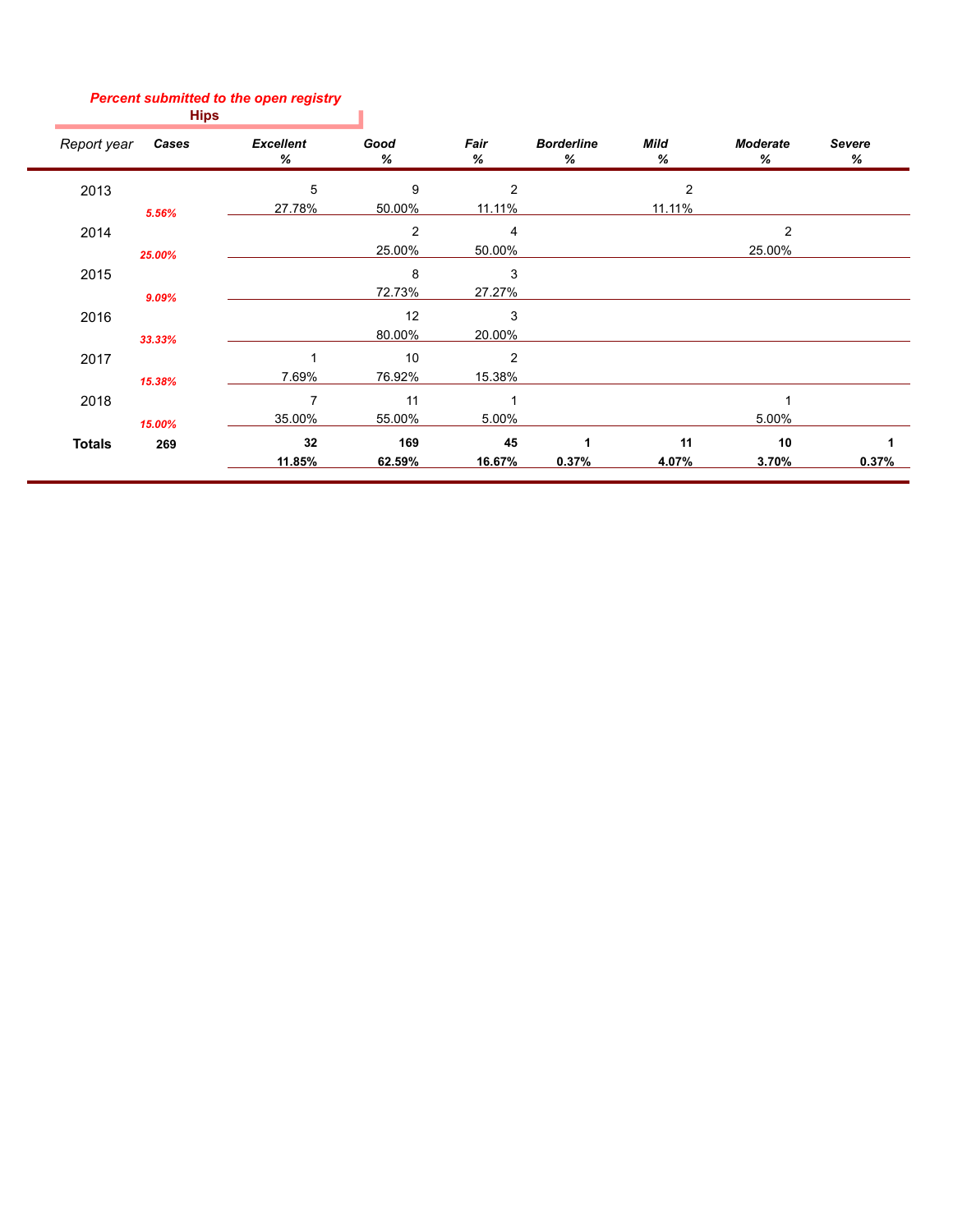***Percent submitted to the open registry***

**Hips**

| *Report year* | ***Cases*** | ***Excellent %*** | ***Good %*** | ***Fair %*** | ***Borderline %*** | ***Mild %*** | ***Moderate %*** | ***Severe %*** |
|---|---|---|---|---|---|---|---|---|
| 2013 | ***5.56%*** | 5<br>27.78% | 9<br>50.00% | 2<br>11.11% | | 2<br>11.11% | | |
| 2014 | ***25.00%*** | | 2<br>25.00% | 4<br>50.00% | | | 2<br>25.00% | |
| 2015 | ***9.09%*** | | 8<br>72.73% | 3<br>27.27% | | | | |
| 2016 | ***33.33%*** | | 12<br>80.00% | 3<br>20.00% | | | | |
| 2017 | ***15.38%*** | 1<br>7.69% | 10<br>76.92% | 2<br>15.38% | | | | |
| 2018 | ***15.00%*** | 7<br>35.00% | 11<br>55.00% | 1<br>5.00% | | | 1<br>5.00% | |
| **Totals** | **269** | **32**<br>**11.85%** | **169**<br>**62.59%** | **45**<br>**16.67%** | **1**<br>**0.37%** | **11**<br>**4.07%** | **10**<br>**3.70%** | **1**<br>**0.37%** |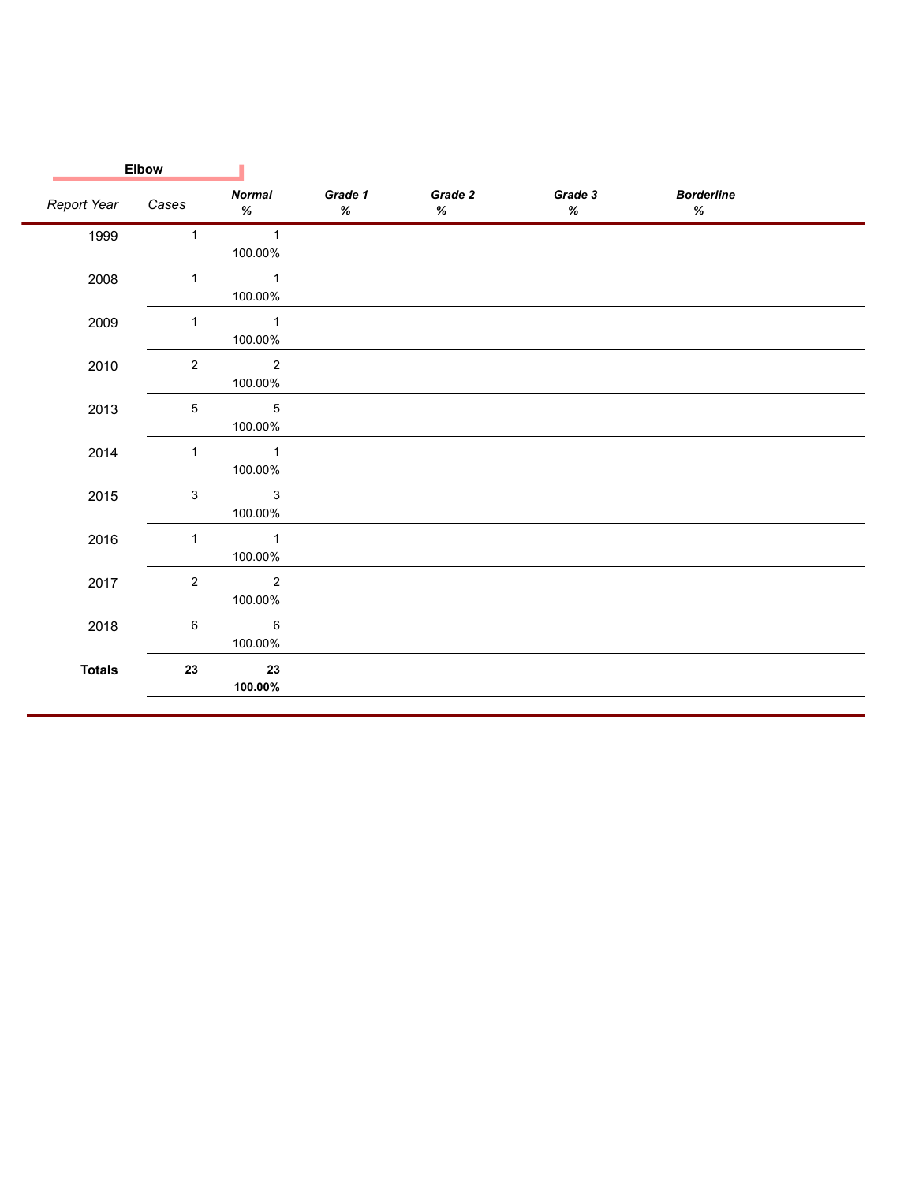**Elbow**

| Report Year | Cases | Normal % | Grade 1 % | Grade 2 % | Grade 3 % | Borderline % |
|---|---|---|---|---|---|---|
| 1999 | 1 | 1<br>100.00% | | | | |
| 2008 | 1 | 1<br>100.00% | | | | |
| 2009 | 1 | 1<br>100.00% | | | | |
| 2010 | 2 | 2<br>100.00% | | | | |
| 2013 | 5 | 5<br>100.00% | | | | |
| 2014 | 1 | 1<br>100.00% | | | | |
| 2015 | 3 | 3<br>100.00% | | | | |
| 2016 | 1 | 1<br>100.00% | | | | |
| 2017 | 2 | 2<br>100.00% | | | | |
| 2018 | 6 | 6<br>100.00% | | | | |
| **Totals** | **23** | **23**<br>**100.00%** | | | | |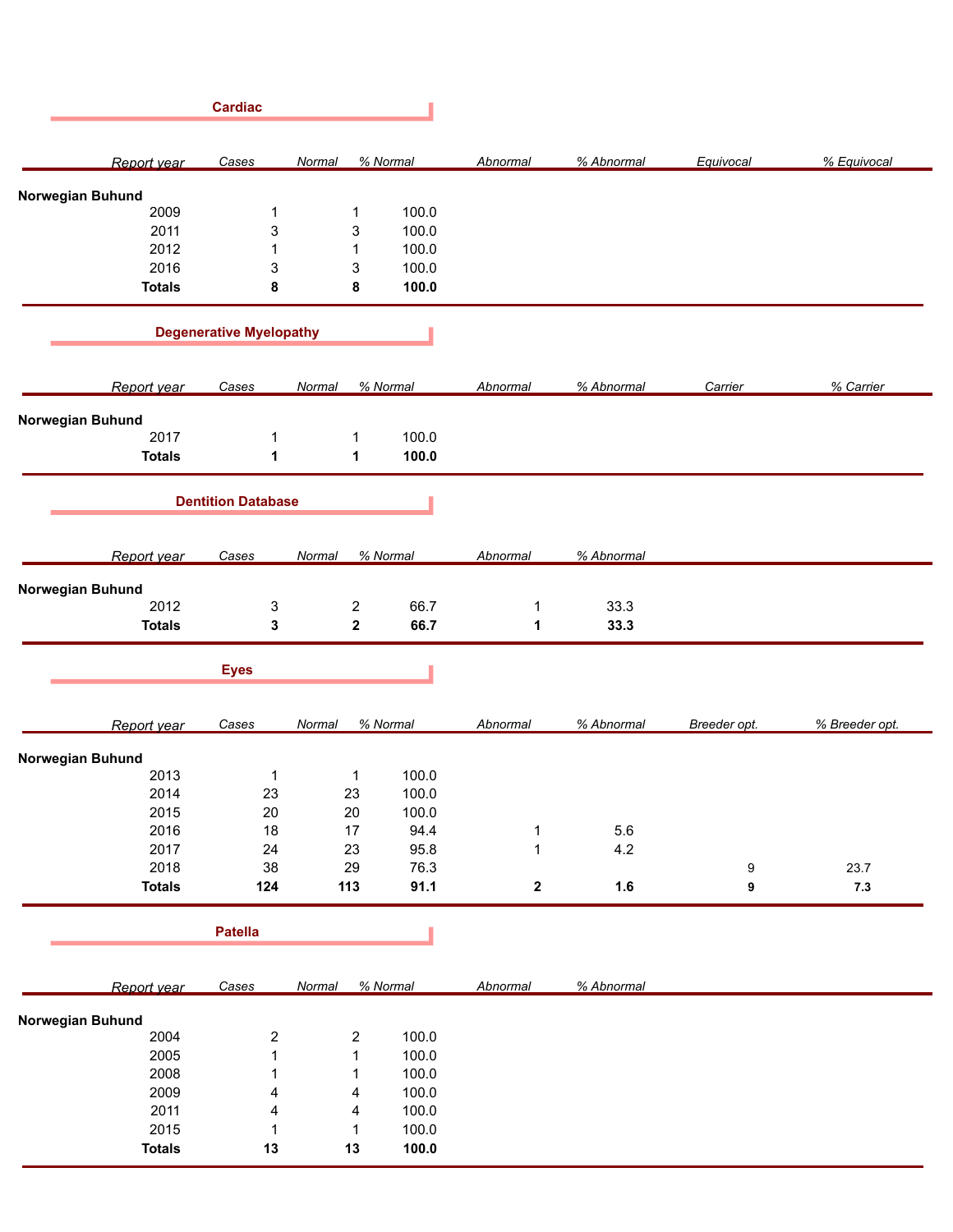## Cardiac

| Report year | Cases | Normal | % Normal | Abnormal | % Abnormal | Equivocal | % Equivocal |
|---|---|---|---|---|---|---|---|
| **Norwegian Buhund** | | | | | | | |
| 2009 | 1 | 1 | 100.0 | | | | |
| 2011 | 3 | 3 | 100.0 | | | | |
| 2012 | 1 | 1 | 100.0 | | | | |
| 2016 | 3 | 3 | 100.0 | | | | |
| **Totals** | **8** | **8** | **100.0** | | | | |

## Degenerative Myelopathy

| Report year | Cases | Normal | % Normal | Abnormal | % Abnormal | Carrier | % Carrier |
|---|---|---|---|---|---|---|---|
| **Norwegian Buhund** | | | | | | | |
| 2017 | 1 | 1 | 100.0 | | | | |
| **Totals** | **1** | **1** | **100.0** | | | | |

## Dentition Database

| Report year | Cases | Normal | % Normal | Abnormal | % Abnormal |
|---|---|---|---|---|---|
| **Norwegian Buhund** | | | | | |
| 2012 | 3 | 2 | 66.7 | 1 | 33.3 |
| **Totals** | **3** | **2** | **66.7** | **1** | **33.3** |

## Eyes

| Report year | Cases | Normal | % Normal | Abnormal | % Abnormal | Breeder opt. | % Breeder opt. |
|---|---|---|---|---|---|---|---|
| **Norwegian Buhund** | | | | | | | |
| 2013 | 1 | 1 | 100.0 | | | | |
| 2014 | 23 | 23 | 100.0 | | | | |
| 2015 | 20 | 20 | 100.0 | | | | |
| 2016 | 18 | 17 | 94.4 | 1 | 5.6 | | |
| 2017 | 24 | 23 | 95.8 | 1 | 4.2 | | |
| 2018 | 38 | 29 | 76.3 | | | 9 | 23.7 |
| **Totals** | **124** | **113** | **91.1** | **2** | **1.6** | **9** | **7.3** |

## Patella

| Report year | Cases | Normal | % Normal | Abnormal | % Abnormal |
|---|---|---|---|---|---|
| **Norwegian Buhund** | | | | | |
| 2004 | 2 | 2 | 100.0 | | |
| 2005 | 1 | 1 | 100.0 | | |
| 2008 | 1 | 1 | 100.0 | | |
| 2009 | 4 | 4 | 100.0 | | |
| 2011 | 4 | 4 | 100.0 | | |
| 2015 | 1 | 1 | 100.0 | | |
| **Totals** | **13** | **13** | **100.0** | | |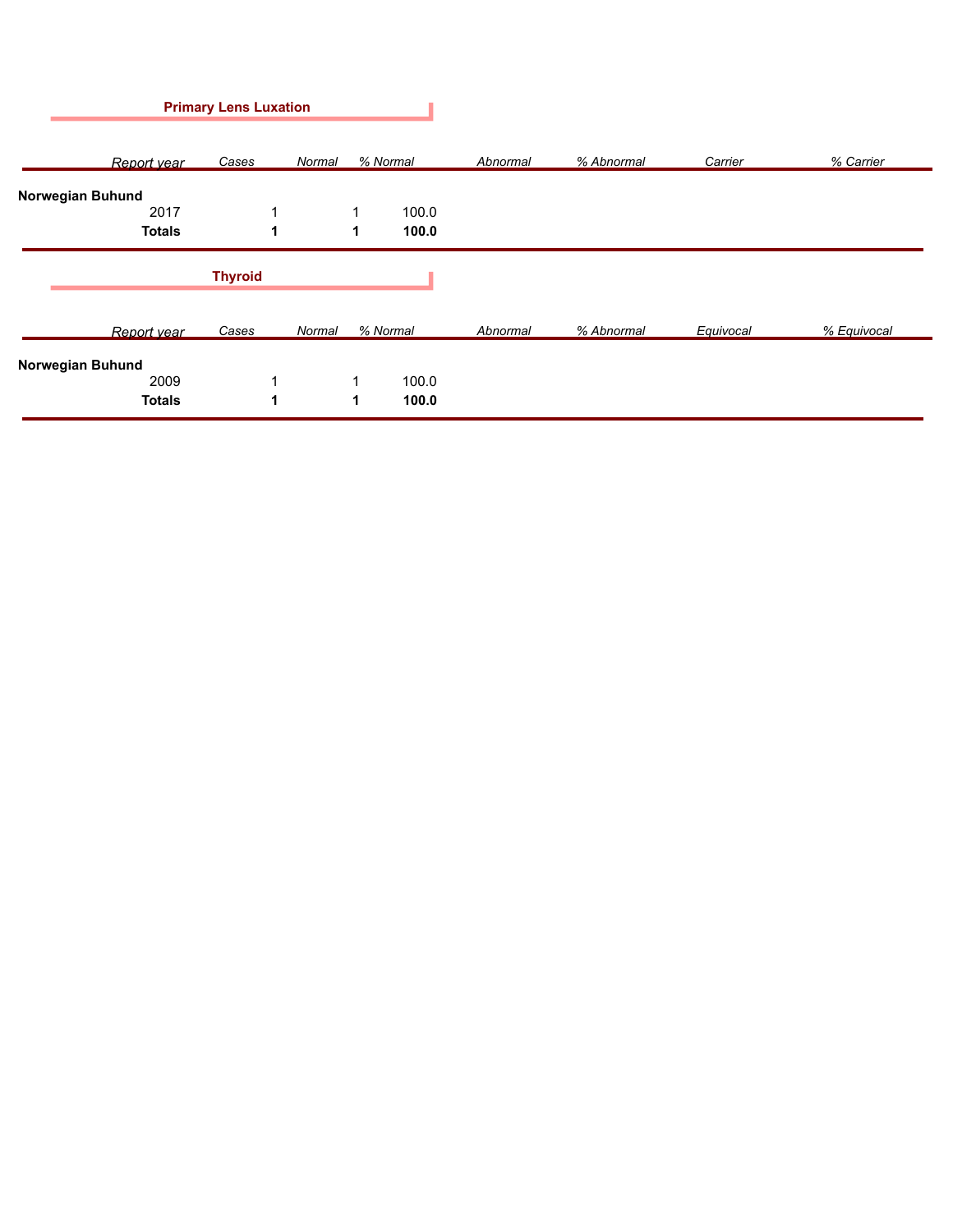## Primary Lens Luxation

| Report year | Cases | Normal | % Normal | Abnormal | % Abnormal | Carrier | % Carrier |
|---|---|---|---|---|---|---|---|
| **Norwegian Buhund** | | | | | | | |
| 2017 | 1 | 1 | 100.0 | | | | |
| **Totals** | **1** | **1** | **100.0** | | | | |

## Thyroid

| Report year | Cases | Normal | % Normal | Abnormal | % Abnormal | Equivocal | % Equivocal |
|---|---|---|---|---|---|---|---|
| **Norwegian Buhund** | | | | | | | |
| 2009 | 1 | 1 | 100.0 | | | | |
| **Totals** | **1** | **1** | **100.0** | | | | |